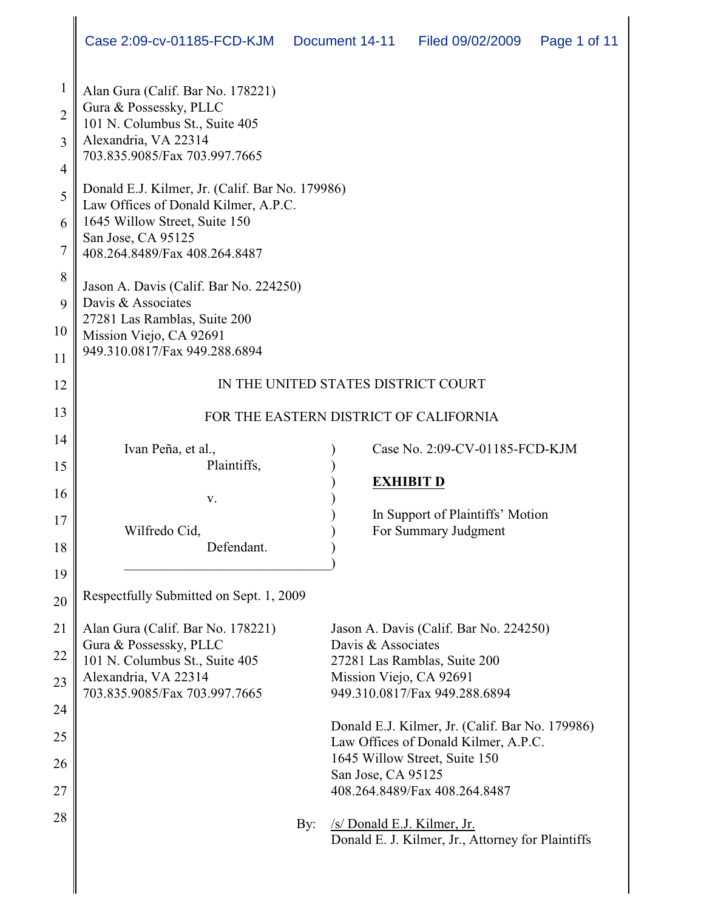Alan Gura (Calif. Bar No. 178221)
Gura & Possessky, PLLC
101 N. Columbus St., Suite 405
Alexandria, VA 22314
703.835.9085/Fax 703.997.7665

Donald E.J. Kilmer, Jr. (Calif. Bar No. 179986)
Law Offices of Donald Kilmer, A.P.C.
1645 Willow Street, Suite 150
San Jose, CA 95125
408.264.8489/Fax 408.264.8487

Jason A. Davis (Calif. Bar No. 224250)
Davis & Associates
27281 Las Ramblas, Suite 200
Mission Viejo, CA 92691
949.310.0817/Fax 949.288.6894

IN THE UNITED STATES DISTRICT COURT

FOR THE EASTERN DISTRICT OF CALIFORNIA

Ivan Peña, et al.,
Plaintiffs,

v.

Wilfredo Cid,
Defendant.

Case No. 2:09-CV-01185-FCD-KJM

**EXHIBIT D**

In Support of Plaintiffs' Motion For Summary Judgment

Respectfully Submitted on Sept. 1, 2009

Alan Gura (Calif. Bar No. 178221)
Gura & Possessky, PLLC
101 N. Columbus St., Suite 405
Alexandria, VA 22314
703.835.9085/Fax 703.997.7665

Jason A. Davis (Calif. Bar No. 224250)
Davis & Associates
27281 Las Ramblas, Suite 200
Mission Viejo, CA 92691
949.310.0817/Fax 949.288.6894

Donald E.J. Kilmer, Jr. (Calif. Bar No. 179986)
Law Offices of Donald Kilmer, A.P.C.
1645 Willow Street, Suite 150
San Jose, CA 95125
408.264.8489/Fax 408.264.8487

By: /s/ Donald E.J. Kilmer, Jr.
Donald E. J. Kilmer, Jr., Attorney for Plaintiffs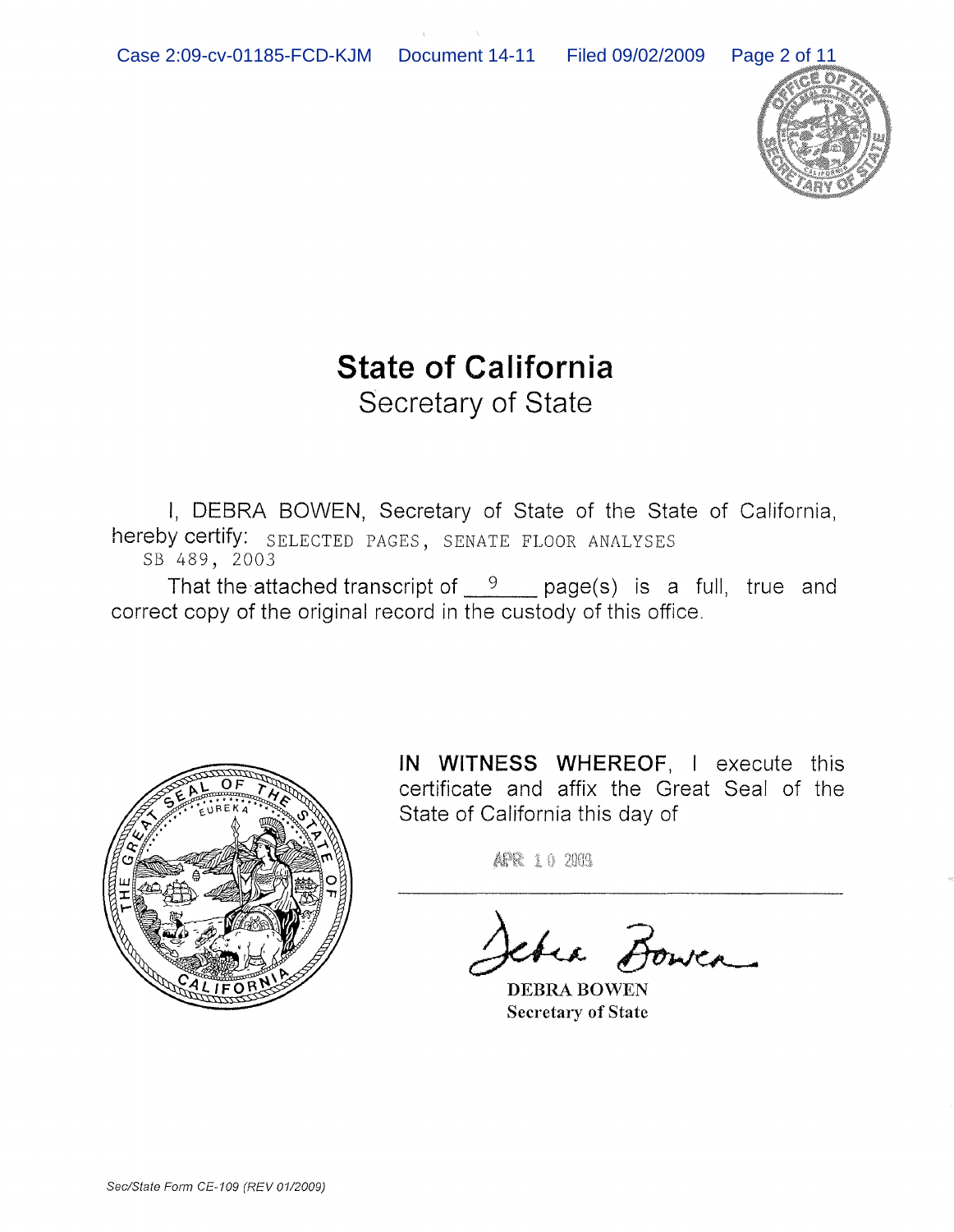# State of California

## Secretary of State

I, DEBRA BOWEN, Secretary of State of the State of California, hereby certify: SELECTED PAGES, SENATE FLOOR ANALYSES SB 489, 2003

That the attached transcript of 9 page(s) is a full, true and correct copy of the original record in the custody of this office.

**IN WITNESS WHEREOF**, I execute this certificate and affix the Great Seal of the State of California this day of

APR 10 2009

DEBRA BOWEN
Secretary of State

Sec/State Form CE-109 (REV 01/2009)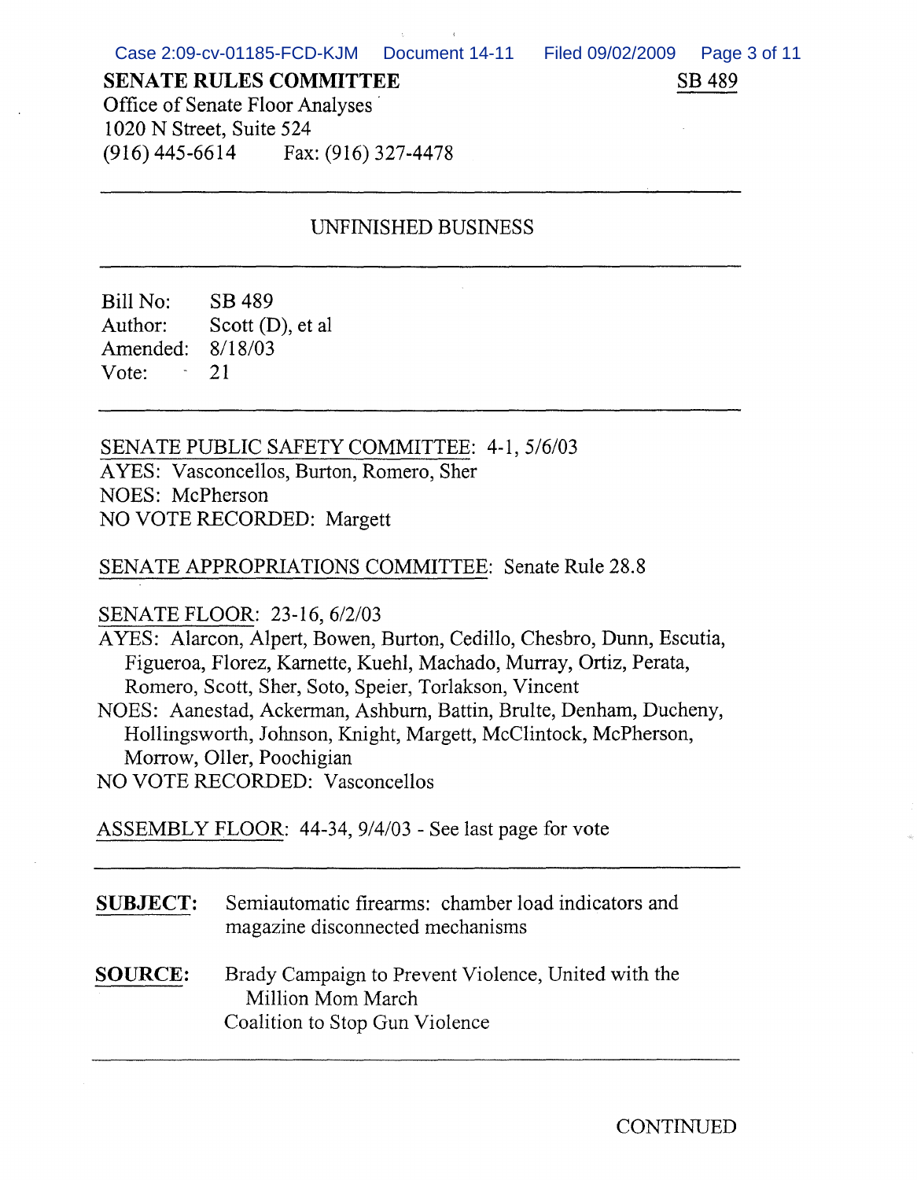**SENATE RULES COMMITTEE** **SB 489**

Office of Senate Floor Analyses
1020 N Street, Suite 524
(916) 445-6614 Fax: (916) 327-4478

---

UNFINISHED BUSINESS

---

Bill No: SB 489
Author: Scott (D), et al
Amended: 8/18/03
Vote: 21

---

SENATE PUBLIC SAFETY COMMITTEE: 4-1, 5/6/03
AYES: Vasconcellos, Burton, Romero, Sher
NOES: McPherson
NO VOTE RECORDED: Margett

SENATE APPROPRIATIONS COMMITTEE: Senate Rule 28.8

SENATE FLOOR: 23-16, 6/2/03
AYES: Alarcon, Alpert, Bowen, Burton, Cedillo, Chesbro, Dunn, Escutia, Figueroa, Florez, Karnette, Kuehl, Machado, Murray, Ortiz, Perata, Romero, Scott, Sher, Soto, Speier, Torlakson, Vincent
NOES: Aanestad, Ackerman, Ashburn, Battin, Brulte, Denham, Ducheny, Hollingsworth, Johnson, Knight, Margett, McClintock, McPherson, Morrow, Oller, Poochigian
NO VOTE RECORDED: Vasconcellos

ASSEMBLY FLOOR: 44-34, 9/4/03 - See last page for vote

---

**SUBJECT:** Semiautomatic firearms: chamber load indicators and magazine disconnected mechanisms

**SOURCE:** Brady Campaign to Prevent Violence, United with the Million Mom March
Coalition to Stop Gun Violence

---

CONTINUED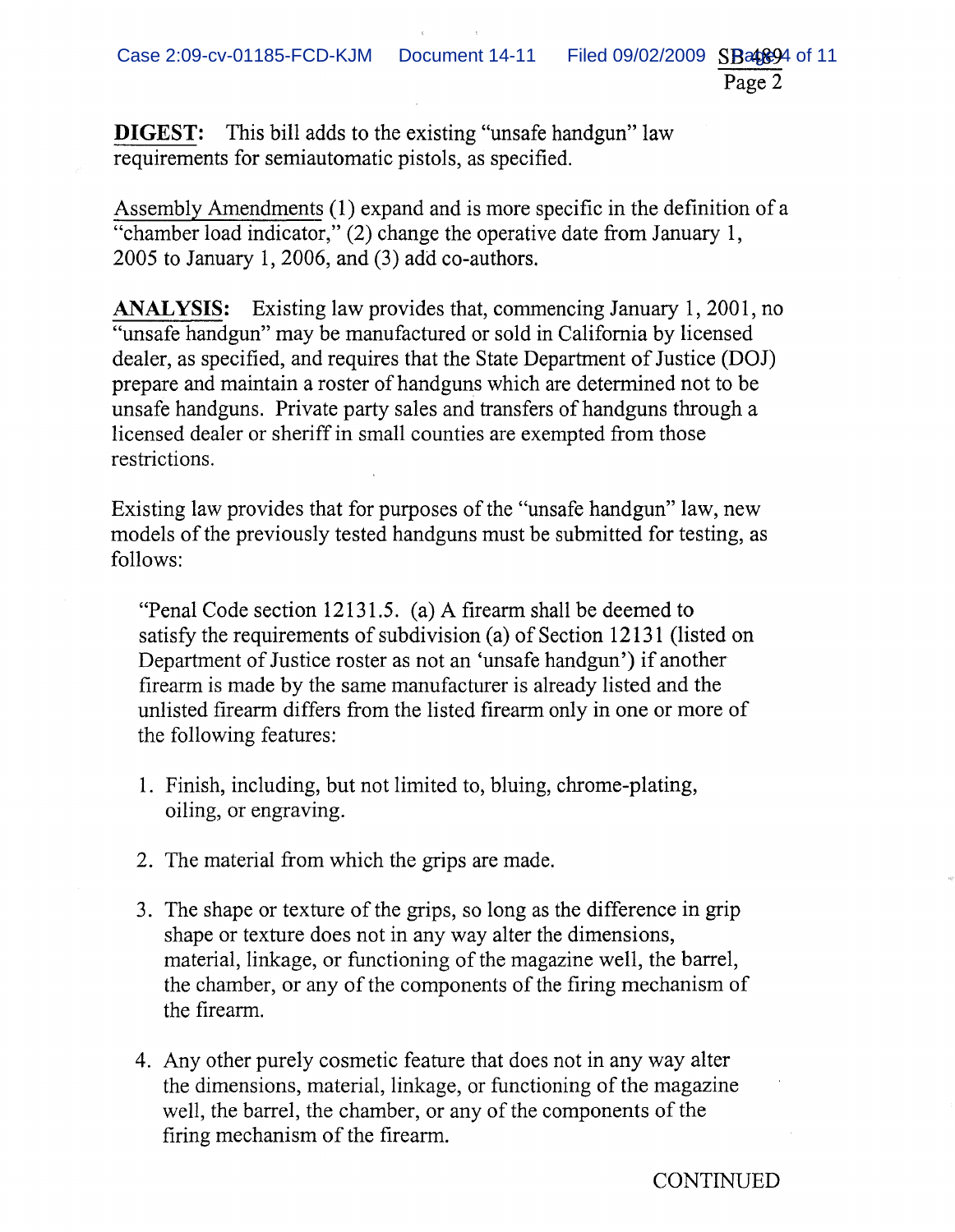**DIGEST:** This bill adds to the existing "unsafe handgun" law requirements for semiautomatic pistols, as specified.

Assembly Amendments (1) expand and is more specific in the definition of a "chamber load indicator," (2) change the operative date from January 1, 2005 to January 1, 2006, and (3) add co-authors.

**ANALYSIS:** Existing law provides that, commencing January 1, 2001, no "unsafe handgun" may be manufactured or sold in California by licensed dealer, as specified, and requires that the State Department of Justice (DOJ) prepare and maintain a roster of handguns which are determined not to be unsafe handguns. Private party sales and transfers of handguns through a licensed dealer or sheriff in small counties are exempted from those restrictions.

Existing law provides that for purposes of the "unsafe handgun" law, new models of the previously tested handguns must be submitted for testing, as follows:

> "Penal Code section 12131.5. (a) A firearm shall be deemed to satisfy the requirements of subdivision (a) of Section 12131 (listed on Department of Justice roster as not an 'unsafe handgun') if another firearm is made by the same manufacturer is already listed and the unlisted firearm differs from the listed firearm only in one or more of the following features:
>
> 1. Finish, including, but not limited to, bluing, chrome-plating, oiling, or engraving.
>
> 2. The material from which the grips are made.
>
> 3. The shape or texture of the grips, so long as the difference in grip shape or texture does not in any way alter the dimensions, material, linkage, or functioning of the magazine well, the barrel, the chamber, or any of the components of the firing mechanism of the firearm.
>
> 4. Any other purely cosmetic feature that does not in any way alter the dimensions, material, linkage, or functioning of the magazine well, the barrel, the chamber, or any of the components of the firing mechanism of the firearm.

CONTINUED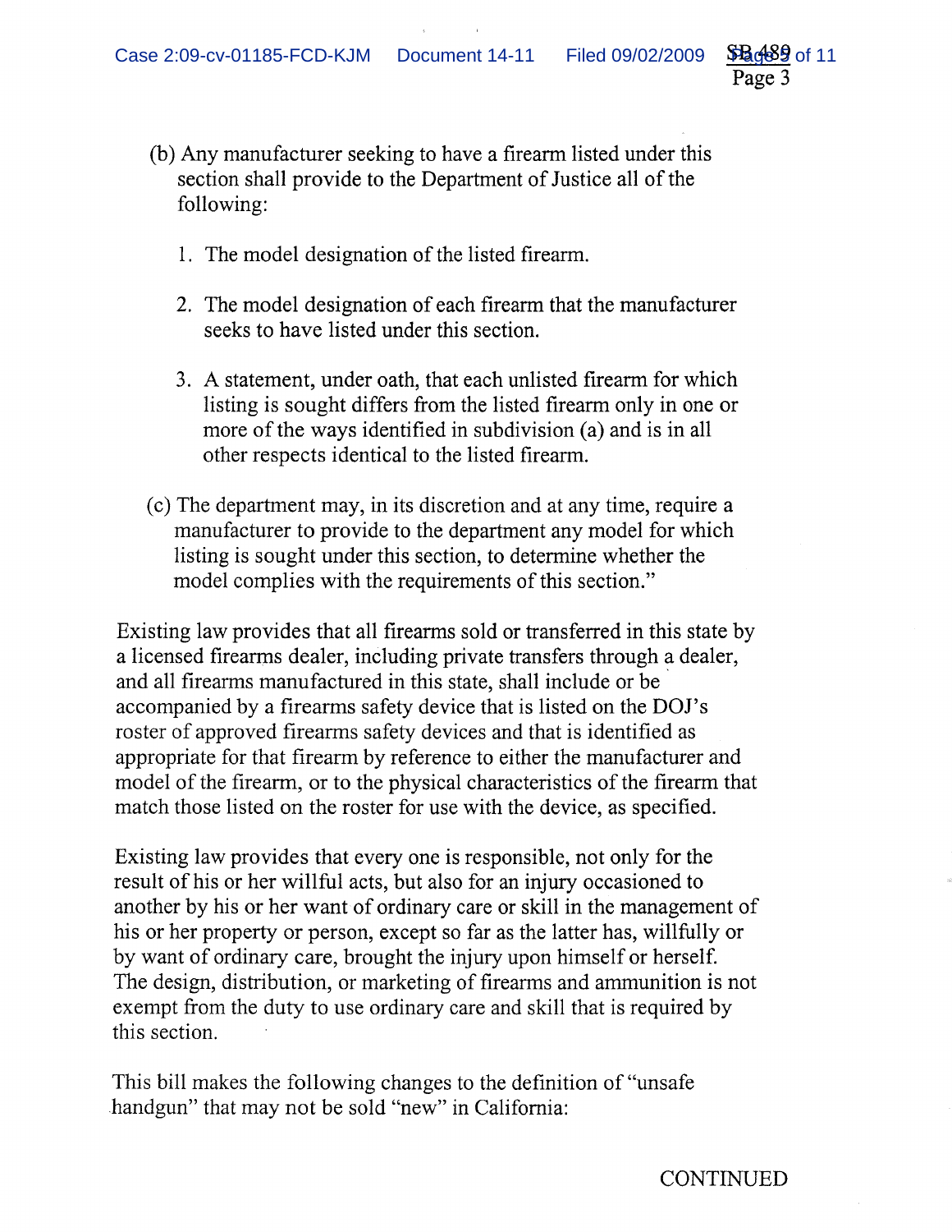(b) Any manufacturer seeking to have a firearm listed under this section shall provide to the Department of Justice all of the following:

1. The model designation of the listed firearm.

2. The model designation of each firearm that the manufacturer seeks to have listed under this section.

3. A statement, under oath, that each unlisted firearm for which listing is sought differs from the listed firearm only in one or more of the ways identified in subdivision (a) and is in all other respects identical to the listed firearm.

(c) The department may, in its discretion and at any time, require a manufacturer to provide to the department any model for which listing is sought under this section, to determine whether the model complies with the requirements of this section."

Existing law provides that all firearms sold or transferred in this state by a licensed firearms dealer, including private transfers through a dealer, and all firearms manufactured in this state, shall include or be accompanied by a firearms safety device that is listed on the DOJ's roster of approved firearms safety devices and that is identified as appropriate for that firearm by reference to either the manufacturer and model of the firearm, or to the physical characteristics of the firearm that match those listed on the roster for use with the device, as specified.

Existing law provides that every one is responsible, not only for the result of his or her willful acts, but also for an injury occasioned to another by his or her want of ordinary care or skill in the management of his or her property or person, except so far as the latter has, willfully or by want of ordinary care, brought the injury upon himself or herself. The design, distribution, or marketing of firearms and ammunition is not exempt from the duty to use ordinary care and skill that is required by this section.

This bill makes the following changes to the definition of "unsafe handgun" that may not be sold "new" in California:

CONTINUED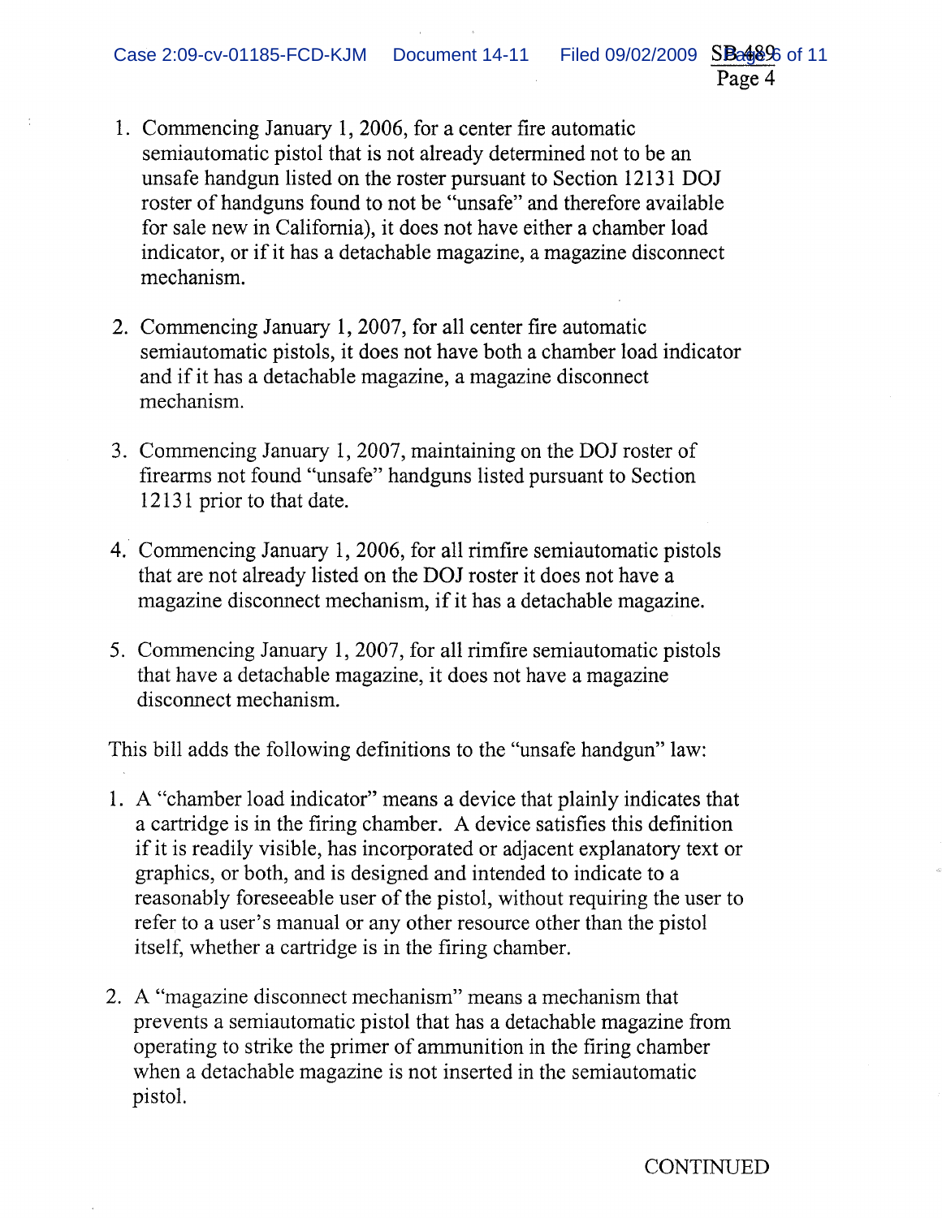1. Commencing January 1, 2006, for a center fire automatic semiautomatic pistol that is not already determined not to be an unsafe handgun listed on the roster pursuant to Section 12131 DOJ roster of handguns found to not be "unsafe" and therefore available for sale new in California), it does not have either a chamber load indicator, or if it has a detachable magazine, a magazine disconnect mechanism.

2. Commencing January 1, 2007, for all center fire automatic semiautomatic pistols, it does not have both a chamber load indicator and if it has a detachable magazine, a magazine disconnect mechanism.

3. Commencing January 1, 2007, maintaining on the DOJ roster of firearms not found "unsafe" handguns listed pursuant to Section 12131 prior to that date.

4. Commencing January 1, 2006, for all rimfire semiautomatic pistols that are not already listed on the DOJ roster it does not have a magazine disconnect mechanism, if it has a detachable magazine.

5. Commencing January 1, 2007, for all rimfire semiautomatic pistols that have a detachable magazine, it does not have a magazine disconnect mechanism.

This bill adds the following definitions to the "unsafe handgun" law:

1. A "chamber load indicator" means a device that plainly indicates that a cartridge is in the firing chamber. A device satisfies this definition if it is readily visible, has incorporated or adjacent explanatory text or graphics, or both, and is designed and intended to indicate to a reasonably foreseeable user of the pistol, without requiring the user to refer to a user's manual or any other resource other than the pistol itself, whether a cartridge is in the firing chamber.

2. A "magazine disconnect mechanism" means a mechanism that prevents a semiautomatic pistol that has a detachable magazine from operating to strike the primer of ammunition in the firing chamber when a detachable magazine is not inserted in the semiautomatic pistol.

CONTINUED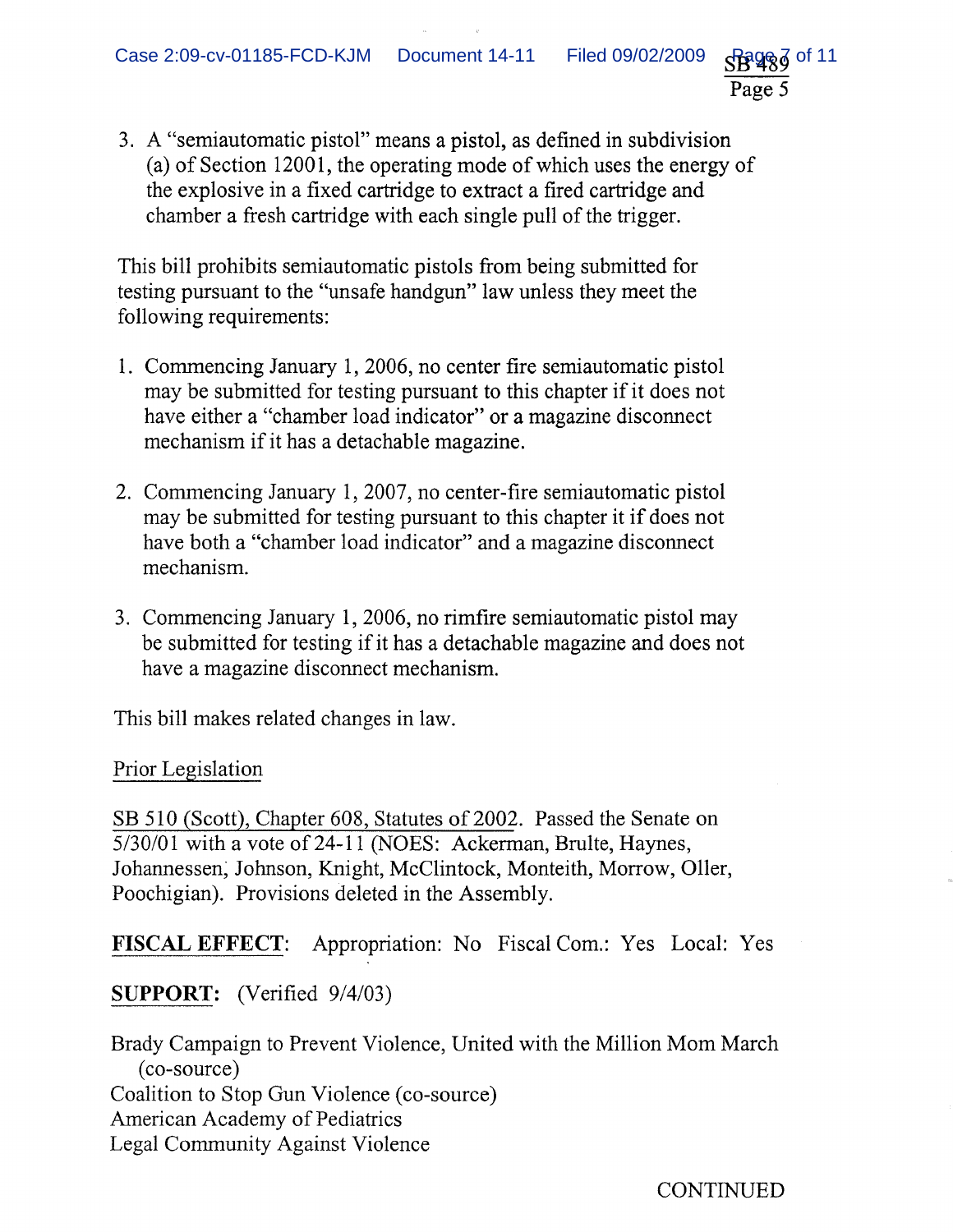3. A "semiautomatic pistol" means a pistol, as defined in subdivision (a) of Section 12001, the operating mode of which uses the energy of the explosive in a fixed cartridge to extract a fired cartridge and chamber a fresh cartridge with each single pull of the trigger.

This bill prohibits semiautomatic pistols from being submitted for testing pursuant to the "unsafe handgun" law unless they meet the following requirements:

1. Commencing January 1, 2006, no center fire semiautomatic pistol may be submitted for testing pursuant to this chapter if it does not have either a "chamber load indicator" or a magazine disconnect mechanism if it has a detachable magazine.

2. Commencing January 1, 2007, no center-fire semiautomatic pistol may be submitted for testing pursuant to this chapter it if does not have both a "chamber load indicator" and a magazine disconnect mechanism.

3. Commencing January 1, 2006, no rimfire semiautomatic pistol may be submitted for testing if it has a detachable magazine and does not have a magazine disconnect mechanism.

This bill makes related changes in law.

Prior Legislation

SB 510 (Scott), Chapter 608, Statutes of 2002. Passed the Senate on 5/30/01 with a vote of 24-11 (NOES: Ackerman, Brulte, Haynes, Johannessen, Johnson, Knight, McClintock, Monteith, Morrow, Oller, Poochigian). Provisions deleted in the Assembly.

**FISCAL EFFECT**: Appropriation: No Fiscal Com.: Yes Local: Yes

**SUPPORT**: (Verified 9/4/03)

Brady Campaign to Prevent Violence, United with the Million Mom March (co-source)
Coalition to Stop Gun Violence (co-source)
American Academy of Pediatrics
Legal Community Against Violence

CONTINUED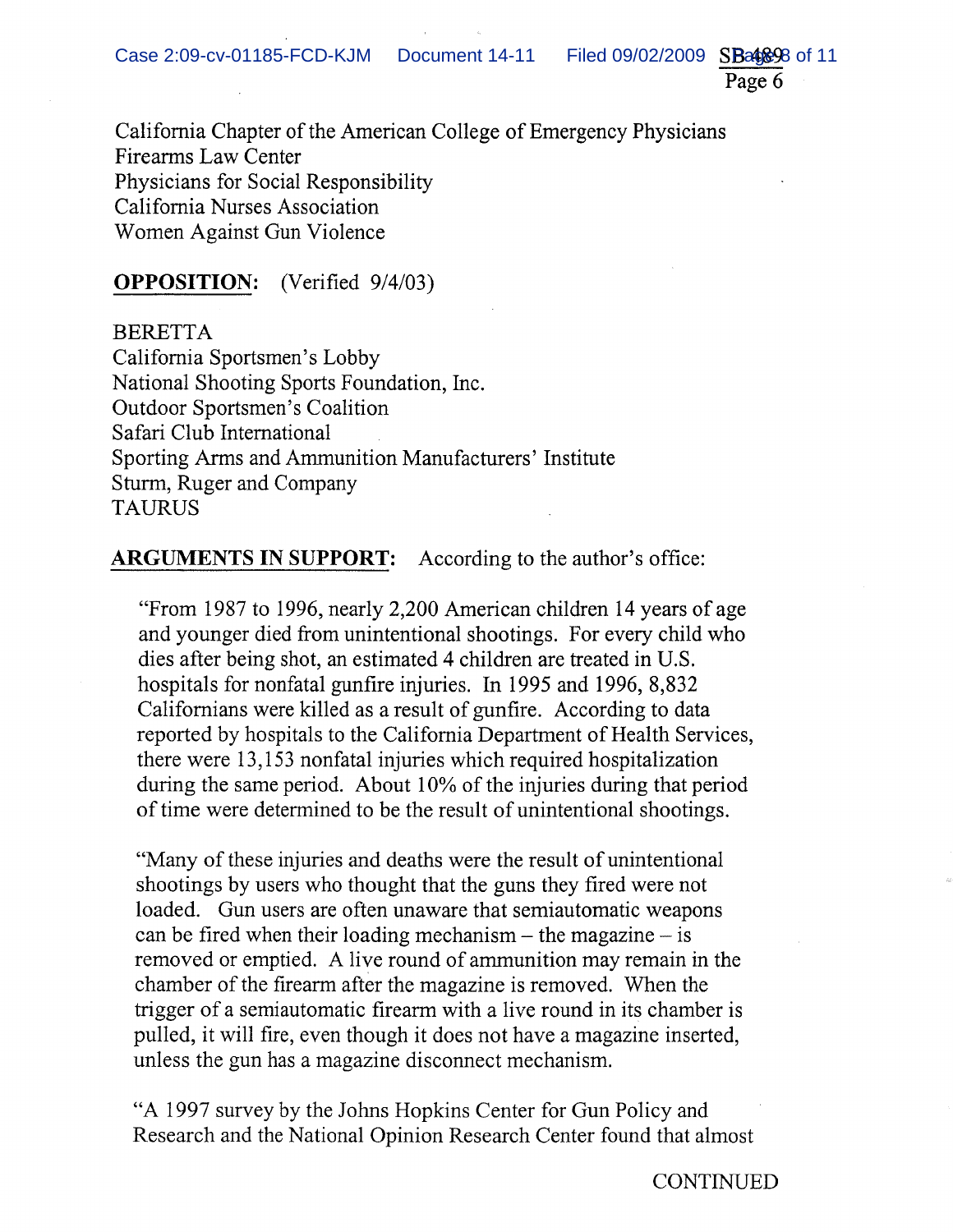California Chapter of the American College of Emergency Physicians
Firearms Law Center
Physicians for Social Responsibility
California Nurses Association
Women Against Gun Violence

**OPPOSITION:** (Verified 9/4/03)

BERETTA
California Sportsmen's Lobby
National Shooting Sports Foundation, Inc.
Outdoor Sportsmen's Coalition
Safari Club International
Sporting Arms and Ammunition Manufacturers' Institute
Sturm, Ruger and Company
TAURUS

**ARGUMENTS IN SUPPORT:** According to the author's office:

> "From 1987 to 1996, nearly 2,200 American children 14 years of age and younger died from unintentional shootings. For every child who dies after being shot, an estimated 4 children are treated in U.S. hospitals for nonfatal gunfire injuries. In 1995 and 1996, 8,832 Californians were killed as a result of gunfire. According to data reported by hospitals to the California Department of Health Services, there were 13,153 nonfatal injuries which required hospitalization during the same period. About 10% of the injuries during that period of time were determined to be the result of unintentional shootings.
>
> "Many of these injuries and deaths were the result of unintentional shootings by users who thought that the guns they fired were not loaded. Gun users are often unaware that semiautomatic weapons can be fired when their loading mechanism – the magazine – is removed or emptied. A live round of ammunition may remain in the chamber of the firearm after the magazine is removed. When the trigger of a semiautomatic firearm with a live round in its chamber is pulled, it will fire, even though it does not have a magazine inserted, unless the gun has a magazine disconnect mechanism.
>
> "A 1997 survey by the Johns Hopkins Center for Gun Policy and Research and the National Opinion Research Center found that almost

CONTINUED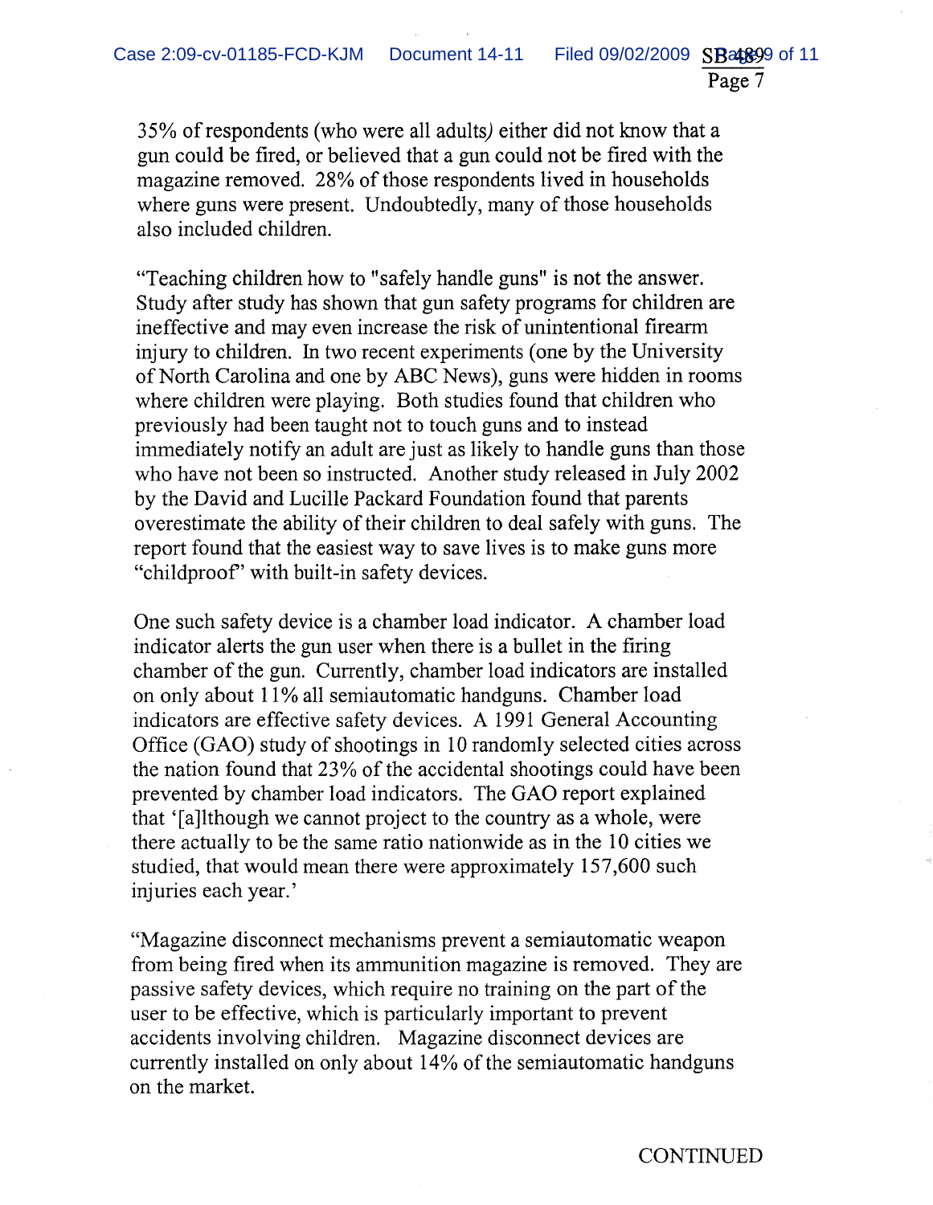35% of respondents (who were all adults) either did not know that a gun could be fired, or believed that a gun could not be fired with the magazine removed. 28% of those respondents lived in households where guns were present. Undoubtedly, many of those households also included children.

"Teaching children how to "safely handle guns" is not the answer. Study after study has shown that gun safety programs for children are ineffective and may even increase the risk of unintentional firearm injury to children. In two recent experiments (one by the University of North Carolina and one by ABC News), guns were hidden in rooms where children were playing. Both studies found that children who previously had been taught not to touch guns and to instead immediately notify an adult are just as likely to handle guns than those who have not been so instructed. Another study released in July 2002 by the David and Lucille Packard Foundation found that parents overestimate the ability of their children to deal safely with guns. The report found that the easiest way to save lives is to make guns more "childproof" with built-in safety devices.

One such safety device is a chamber load indicator. A chamber load indicator alerts the gun user when there is a bullet in the firing chamber of the gun. Currently, chamber load indicators are installed on only about 11% all semiautomatic handguns. Chamber load indicators are effective safety devices. A 1991 General Accounting Office (GAO) study of shootings in 10 randomly selected cities across the nation found that 23% of the accidental shootings could have been prevented by chamber load indicators. The GAO report explained that '[a]lthough we cannot project to the country as a whole, were there actually to be the same ratio nationwide as in the 10 cities we studied, that would mean there were approximately 157,600 such injuries each year.'

"Magazine disconnect mechanisms prevent a semiautomatic weapon from being fired when its ammunition magazine is removed. They are passive safety devices, which require no training on the part of the user to be effective, which is particularly important to prevent accidents involving children. Magazine disconnect devices are currently installed on only about 14% of the semiautomatic handguns on the market.

CONTINUED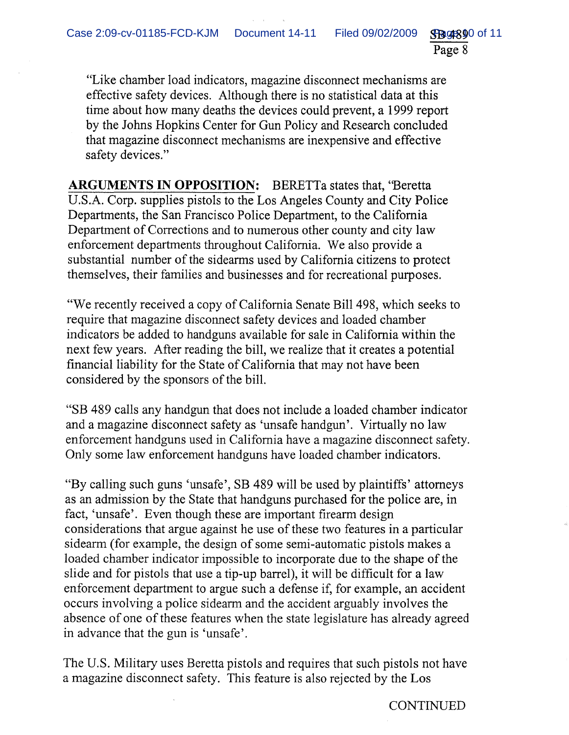"Like chamber load indicators, magazine disconnect mechanisms are effective safety devices. Although there is no statistical data at this time about how many deaths the devices could prevent, a 1999 report by the Johns Hopkins Center for Gun Policy and Research concluded that magazine disconnect mechanisms are inexpensive and effective safety devices."

**ARGUMENTS IN OPPOSITION:** BERETTa states that, "Beretta U.S.A. Corp. supplies pistols to the Los Angeles County and City Police Departments, the San Francisco Police Department, to the California Department of Corrections and to numerous other county and city law enforcement departments throughout California. We also provide a substantial number of the sidearms used by California citizens to protect themselves, their families and businesses and for recreational purposes.

"We recently received a copy of California Senate Bill 498, which seeks to require that magazine disconnect safety devices and loaded chamber indicators be added to handguns available for sale in California within the next few years. After reading the bill, we realize that it creates a potential financial liability for the State of California that may not have been considered by the sponsors of the bill.

"SB 489 calls any handgun that does not include a loaded chamber indicator and a magazine disconnect safety as 'unsafe handgun'. Virtually no law enforcement handguns used in California have a magazine disconnect safety. Only some law enforcement handguns have loaded chamber indicators.

"By calling such guns 'unsafe', SB 489 will be used by plaintiffs' attorneys as an admission by the State that handguns purchased for the police are, in fact, 'unsafe'. Even though these are important firearm design considerations that argue against he use of these two features in a particular sidearm (for example, the design of some semi-automatic pistols makes a loaded chamber indicator impossible to incorporate due to the shape of the slide and for pistols that use a tip-up barrel), it will be difficult for a law enforcement department to argue such a defense if, for example, an accident occurs involving a police sidearm and the accident arguably involves the absence of one of these features when the state legislature has already agreed in advance that the gun is 'unsafe'.

The U.S. Military uses Beretta pistols and requires that such pistols not have a magazine disconnect safety. This feature is also rejected by the Los

CONTINUED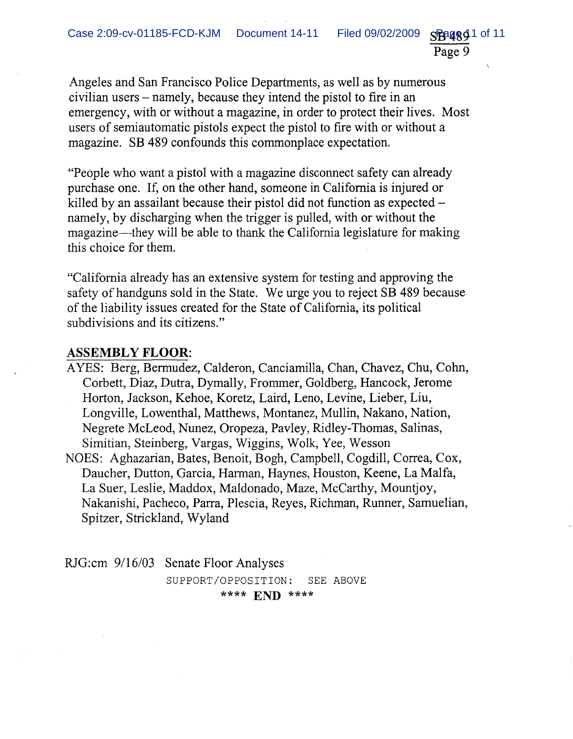Angeles and San Francisco Police Departments, as well as by numerous civilian users – namely, because they intend the pistol to fire in an emergency, with or without a magazine, in order to protect their lives. Most users of semiautomatic pistols expect the pistol to fire with or without a magazine. SB 489 confounds this commonplace expectation.

"People who want a pistol with a magazine disconnect safety can already purchase one. If, on the other hand, someone in California is injured or killed by an assailant because their pistol did not function as expected – namely, by discharging when the trigger is pulled, with or without the magazine—they will be able to thank the California legislature for making this choice for them.

"California already has an extensive system for testing and approving the safety of handguns sold in the State. We urge you to reject SB 489 because of the liability issues created for the State of California, its political subdivisions and its citizens."

**ASSEMBLY FLOOR**:

AYES: Berg, Bermudez, Calderon, Canciamilla, Chan, Chavez, Chu, Cohn, Corbett, Diaz, Dutra, Dymally, Frommer, Goldberg, Hancock, Jerome Horton, Jackson, Kehoe, Koretz, Laird, Leno, Levine, Lieber, Liu, Longville, Lowenthal, Matthews, Montanez, Mullin, Nakano, Nation, Negrete McLeod, Nunez, Oropeza, Pavley, Ridley-Thomas, Salinas, Simitian, Steinberg, Vargas, Wiggins, Wolk, Yee, Wesson

NOES: Aghazarian, Bates, Benoit, Bogh, Campbell, Cogdill, Correa, Cox, Daucher, Dutton, Garcia, Harman, Haynes, Houston, Keene, La Malfa, La Suer, Leslie, Maddox, Maldonado, Maze, McCarthy, Mountjoy, Nakanishi, Pacheco, Parra, Plescia, Reyes, Richman, Runner, Samuelian, Spitzer, Strickland, Wyland

RJG:cm 9/16/03 Senate Floor Analyses

SUPPORT/OPPOSITION: SEE ABOVE

**** END ****